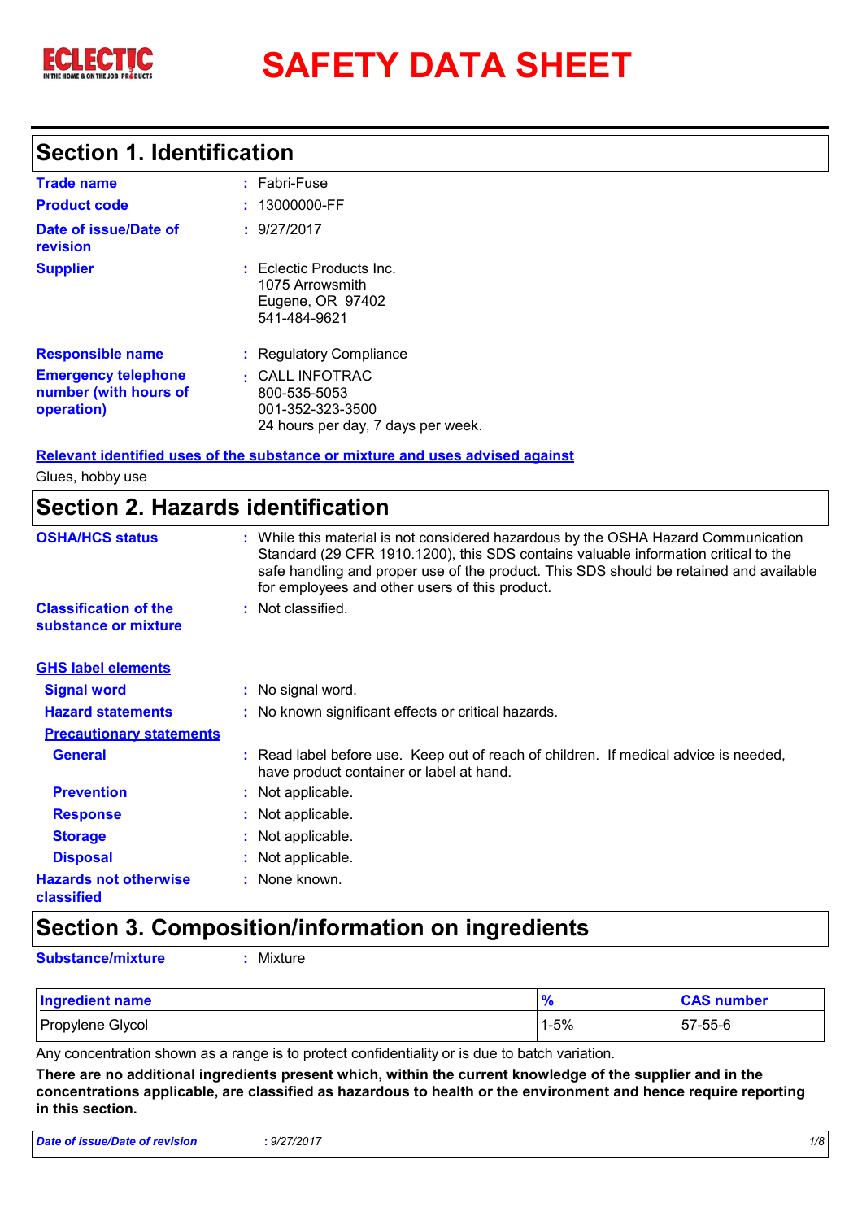# SAFETY DATA SHEET

## Section 1. Identification

| | |
|---|---|
| **Trade name** | : Fabri-Fuse |
| **Product code** | : 13000000-FF |
| **Date of issue/Date of revision** | : 9/27/2017 |
| **Supplier** | : Eclectic Products Inc.<br>1075 Arrowsmith<br>Eugene, OR 97402<br>541-484-9621 |
| **Responsible name** | : Regulatory Compliance |
| **Emergency telephone number (with hours of operation)** | : CALL INFOTRAC<br>800-535-5053<br>001-352-323-3500<br>24 hours per day, 7 days per week. |

**Relevant identified uses of the substance or mixture and uses advised against**

Glues, hobby use

## Section 2. Hazards identification

| | |
|---|---|
| **OSHA/HCS status** | : While this material is not considered hazardous by the OSHA Hazard Communication Standard (29 CFR 1910.1200), this SDS contains valuable information critical to the safe handling and proper use of the product. This SDS should be retained and available for employees and other users of this product. |
| **Classification of the substance or mixture** | : Not classified. |

**GHS label elements**

| | |
|---|---|
| **Signal word** | : No signal word. |
| **Hazard statements** | : No known significant effects or critical hazards. |

**Precautionary statements**

| | |
|---|---|
| **General** | : Read label before use. Keep out of reach of children. If medical advice is needed, have product container or label at hand. |
| **Prevention** | : Not applicable. |
| **Response** | : Not applicable. |
| **Storage** | : Not applicable. |
| **Disposal** | : Not applicable. |
| **Hazards not otherwise classified** | : None known. |

## Section 3. Composition/information on ingredients

**Substance/mixture** : Mixture

| Ingredient name | % | CAS number |
|---|---|---|
| Propylene Glycol | 1-5% | 57-55-6 |

Any concentration shown as a range is to protect confidentiality or is due to batch variation.

**There are no additional ingredients present which, within the current knowledge of the supplier and in the concentrations applicable, are classified as hazardous to health or the environment and hence require reporting in this section.**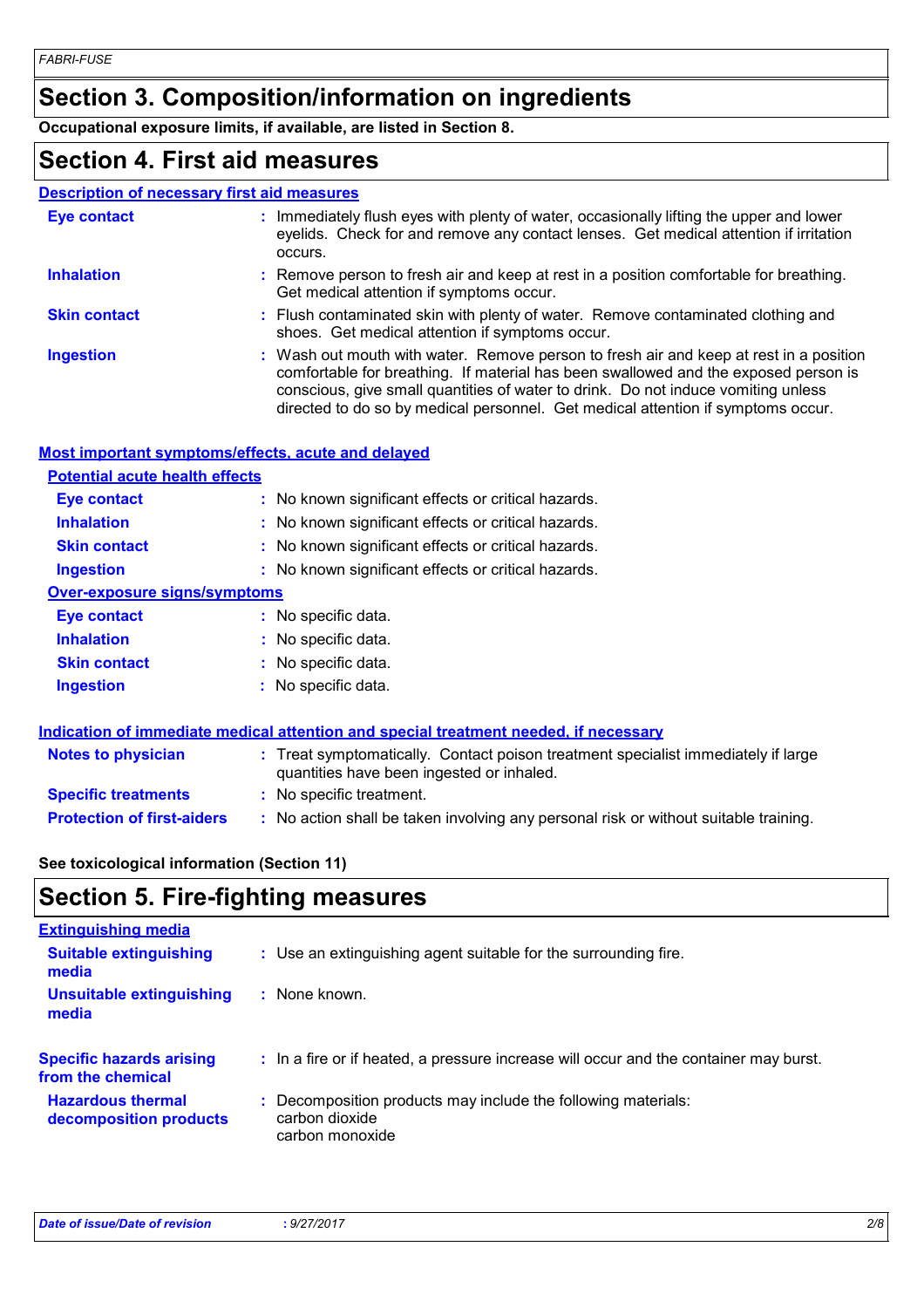## Section 3. Composition/information on ingredients

**Occupational exposure limits, if available, are listed in Section 8.**

## Section 4. First aid measures

### Description of necessary first aid measures

**Eye contact** : Immediately flush eyes with plenty of water, occasionally lifting the upper and lower eyelids. Check for and remove any contact lenses. Get medical attention if irritation occurs.

**Inhalation** : Remove person to fresh air and keep at rest in a position comfortable for breathing. Get medical attention if symptoms occur.

**Skin contact** : Flush contaminated skin with plenty of water. Remove contaminated clothing and shoes. Get medical attention if symptoms occur.

**Ingestion** : Wash out mouth with water. Remove person to fresh air and keep at rest in a position comfortable for breathing. If material has been swallowed and the exposed person is conscious, give small quantities of water to drink. Do not induce vomiting unless directed to do so by medical personnel. Get medical attention if symptoms occur.

### Most important symptoms/effects, acute and delayed

**Potential acute health effects**

**Eye contact** : No known significant effects or critical hazards.

**Inhalation** : No known significant effects or critical hazards.

**Skin contact** : No known significant effects or critical hazards.

**Ingestion** : No known significant effects or critical hazards.

**Over-exposure signs/symptoms**

**Eye contact** : No specific data.

**Inhalation** : No specific data.

**Skin contact** : No specific data.

**Ingestion** : No specific data.

### Indication of immediate medical attention and special treatment needed, if necessary

**Notes to physician** : Treat symptomatically. Contact poison treatment specialist immediately if large quantities have been ingested or inhaled.

**Specific treatments** : No specific treatment.

**Protection of first-aiders** : No action shall be taken involving any personal risk or without suitable training.

**See toxicological information (Section 11)**

## Section 5. Fire-fighting measures

### Extinguishing media

**Suitable extinguishing media** : Use an extinguishing agent suitable for the surrounding fire.

**Unsuitable extinguishing media** : None known.

**Specific hazards arising from the chemical** : In a fire or if heated, a pressure increase will occur and the container may burst.

**Hazardous thermal decomposition products** : Decomposition products may include the following materials:
carbon dioxide
carbon monoxide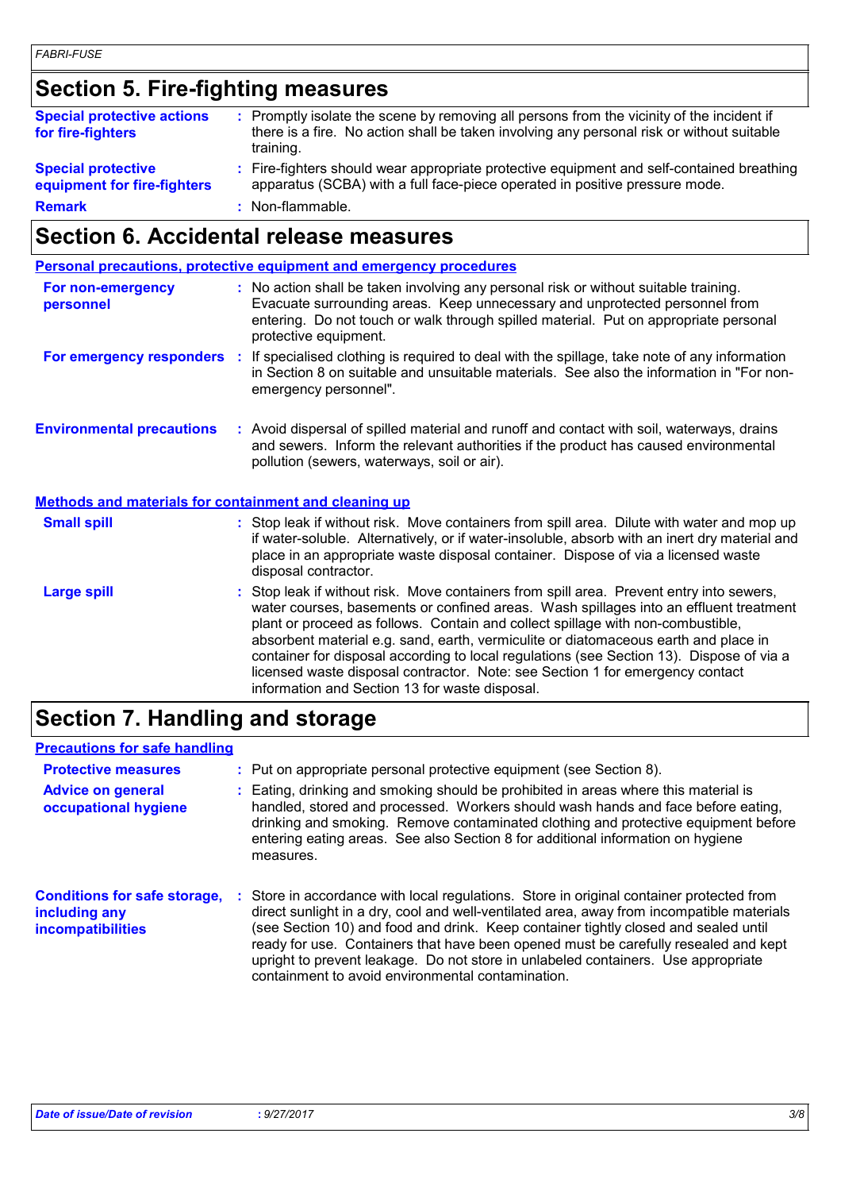## Section 5. Fire-fighting measures

| | |
|---|---|
| **Special protective actions for fire-fighters** | : Promptly isolate the scene by removing all persons from the vicinity of the incident if there is a fire. No action shall be taken involving any personal risk or without suitable training. |
| **Special protective equipment for fire-fighters** | : Fire-fighters should wear appropriate protective equipment and self-contained breathing apparatus (SCBA) with a full face-piece operated in positive pressure mode. |
| **Remark** | : Non-flammable. |

## Section 6. Accidental release measures

### Personal precautions, protective equipment and emergency procedures

| | |
|---|---|
| **For non-emergency personnel** | : No action shall be taken involving any personal risk or without suitable training. Evacuate surrounding areas. Keep unnecessary and unprotected personnel from entering. Do not touch or walk through spilled material. Put on appropriate personal protective equipment. |
| **For emergency responders** | : If specialised clothing is required to deal with the spillage, take note of any information in Section 8 on suitable and unsuitable materials. See also the information in "For non-emergency personnel". |
| **Environmental precautions** | : Avoid dispersal of spilled material and runoff and contact with soil, waterways, drains and sewers. Inform the relevant authorities if the product has caused environmental pollution (sewers, waterways, soil or air). |

### Methods and materials for containment and cleaning up

| | |
|---|---|
| **Small spill** | : Stop leak if without risk. Move containers from spill area. Dilute with water and mop up if water-soluble. Alternatively, or if water-insoluble, absorb with an inert dry material and place in an appropriate waste disposal container. Dispose of via a licensed waste disposal contractor. |
| **Large spill** | : Stop leak if without risk. Move containers from spill area. Prevent entry into sewers, water courses, basements or confined areas. Wash spillages into an effluent treatment plant or proceed as follows. Contain and collect spillage with non-combustible, absorbent material e.g. sand, earth, vermiculite or diatomaceous earth and place in container for disposal according to local regulations (see Section 13). Dispose of via a licensed waste disposal contractor. Note: see Section 1 for emergency contact information and Section 13 for waste disposal. |

## Section 7. Handling and storage

### Precautions for safe handling

| | |
|---|---|
| **Protective measures** | : Put on appropriate personal protective equipment (see Section 8). |
| **Advice on general occupational hygiene** | : Eating, drinking and smoking should be prohibited in areas where this material is handled, stored and processed. Workers should wash hands and face before eating, drinking and smoking. Remove contaminated clothing and protective equipment before entering eating areas. See also Section 8 for additional information on hygiene measures. |
| **Conditions for safe storage, including any incompatibilities** | : Store in accordance with local regulations. Store in original container protected from direct sunlight in a dry, cool and well-ventilated area, away from incompatible materials (see Section 10) and food and drink. Keep container tightly closed and sealed until ready for use. Containers that have been opened must be carefully resealed and kept upright to prevent leakage. Do not store in unlabeled containers. Use appropriate containment to avoid environmental contamination. |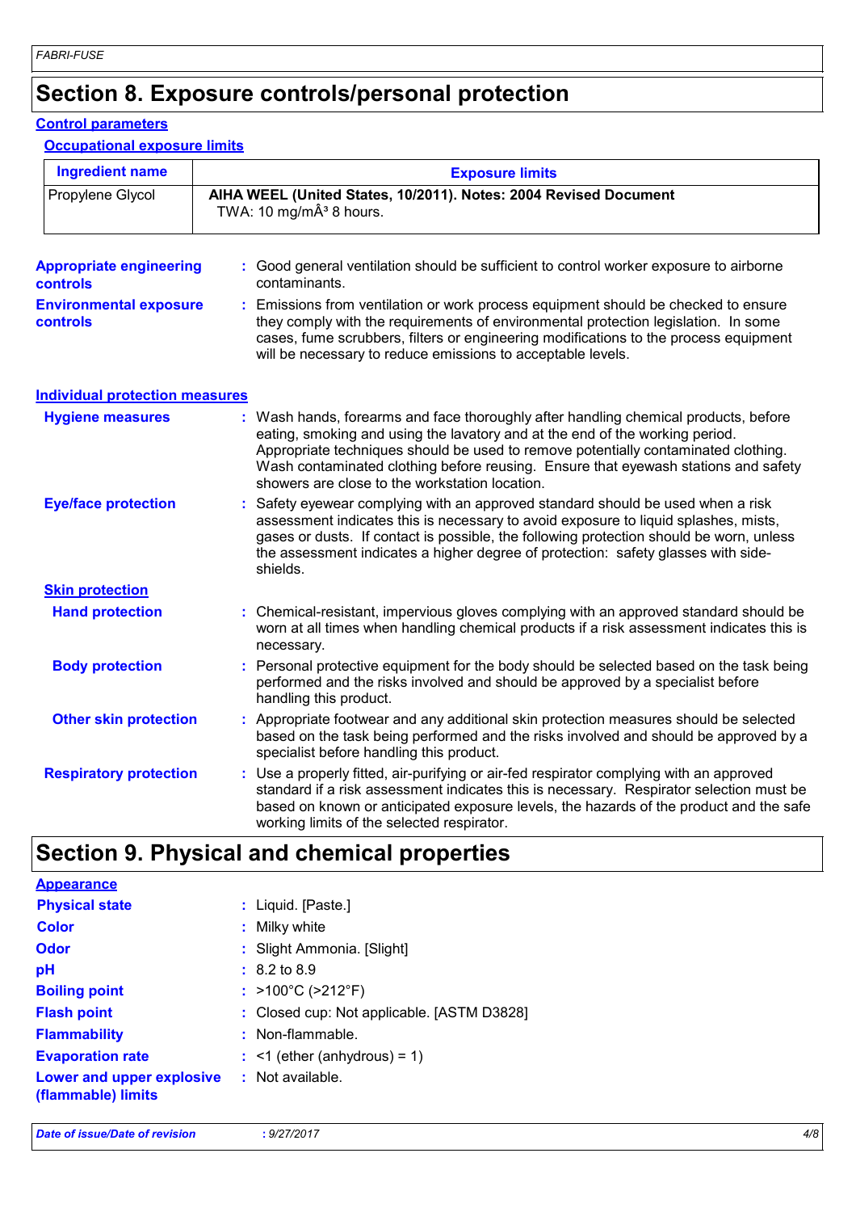## Section 8. Exposure controls/personal protection

### Control parameters

#### Occupational exposure limits

| Ingredient name | Exposure limits |
| --- | --- |
| Propylene Glycol | **AIHA WEEL (United States, 10/2011). Notes: 2004 Revised Document** TWA: 10 mg/mÂ³ 8 hours. |

**Appropriate engineering controls** : Good general ventilation should be sufficient to control worker exposure to airborne contaminants.

**Environmental exposure controls** : Emissions from ventilation or work process equipment should be checked to ensure they comply with the requirements of environmental protection legislation. In some cases, fume scrubbers, filters or engineering modifications to the process equipment will be necessary to reduce emissions to acceptable levels.

### Individual protection measures

**Hygiene measures** : Wash hands, forearms and face thoroughly after handling chemical products, before eating, smoking and using the lavatory and at the end of the working period. Appropriate techniques should be used to remove potentially contaminated clothing. Wash contaminated clothing before reusing. Ensure that eyewash stations and safety showers are close to the workstation location.

**Eye/face protection** : Safety eyewear complying with an approved standard should be used when a risk assessment indicates this is necessary to avoid exposure to liquid splashes, mists, gases or dusts. If contact is possible, the following protection should be worn, unless the assessment indicates a higher degree of protection: safety glasses with side-shields.

#### Skin protection

**Hand protection** : Chemical-resistant, impervious gloves complying with an approved standard should be worn at all times when handling chemical products if a risk assessment indicates this is necessary.

**Body protection** : Personal protective equipment for the body should be selected based on the task being performed and the risks involved and should be approved by a specialist before handling this product.

**Other skin protection** : Appropriate footwear and any additional skin protection measures should be selected based on the task being performed and the risks involved and should be approved by a specialist before handling this product.

**Respiratory protection** : Use a properly fitted, air-purifying or air-fed respirator complying with an approved standard if a risk assessment indicates this is necessary. Respirator selection must be based on known or anticipated exposure levels, the hazards of the product and the safe working limits of the selected respirator.

## Section 9. Physical and chemical properties

### Appearance

**Physical state** : Liquid. [Paste.]

**Color** : Milky white

**Odor** : Slight Ammonia. [Slight]

**pH** : 8.2 to 8.9

**Boiling point** : >100°C (>212°F)

**Flash point** : Closed cup: Not applicable. [ASTM D3828]

**Flammability** : Non-flammable.

**Evaporation rate** : <1 (ether (anhydrous) = 1)

**Lower and upper explosive (flammable) limits** : Not available.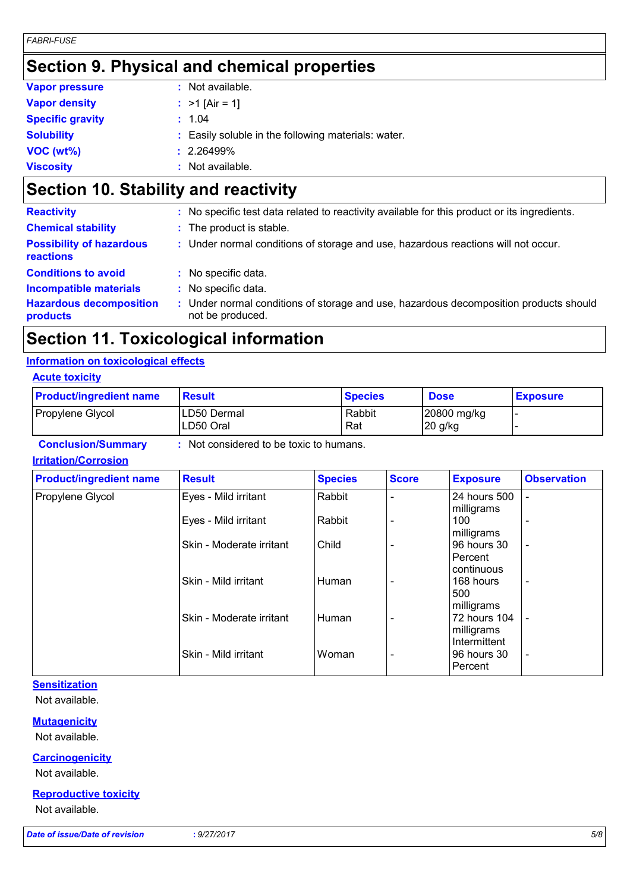## Section 9. Physical and chemical properties

**Vapor pressure** : Not available.

**Vapor density** : >1 [Air = 1]

**Specific gravity** : 1.04

**Solubility** : Easily soluble in the following materials: water.

**VOC (wt%)** : 2.26499%

**Viscosity** : Not available.

## Section 10. Stability and reactivity

**Reactivity** : No specific test data related to reactivity available for this product or its ingredients.

**Chemical stability** : The product is stable.

**Possibility of hazardous reactions** : Under normal conditions of storage and use, hazardous reactions will not occur.

**Conditions to avoid** : No specific data.

**Incompatible materials** : No specific data.

**Hazardous decomposition products** : Under normal conditions of storage and use, hazardous decomposition products should not be produced.

## Section 11. Toxicological information

### Information on toxicological effects

#### Acute toxicity

| Product/ingredient name | Result | Species | Dose | Exposure |
|---|---|---|---|---|
| Propylene Glycol | LD50 Dermal | Rabbit | 20800 mg/kg | - |
| | LD50 Oral | Rat | 20 g/kg | - |

**Conclusion/Summary** : Not considered to be toxic to humans.

#### Irritation/Corrosion

| Product/ingredient name | Result | Species | Score | Exposure | Observation |
|---|---|---|---|---|---|
| Propylene Glycol | Eyes - Mild irritant | Rabbit | - | 24 hours 500 milligrams | - |
| | Eyes - Mild irritant | Rabbit | - | 100 milligrams | - |
| | Skin - Moderate irritant | Child | - | 96 hours 30 Percent continuous | - |
| | Skin - Mild irritant | Human | - | 168 hours 500 milligrams | - |
| | Skin - Moderate irritant | Human | - | 72 hours 104 milligrams Intermittent | - |
| | Skin - Mild irritant | Woman | - | 96 hours 30 Percent | - |

#### Sensitization

Not available.

#### Mutagenicity

Not available.

#### Carcinogenicity

Not available.

#### Reproductive toxicity

Not available.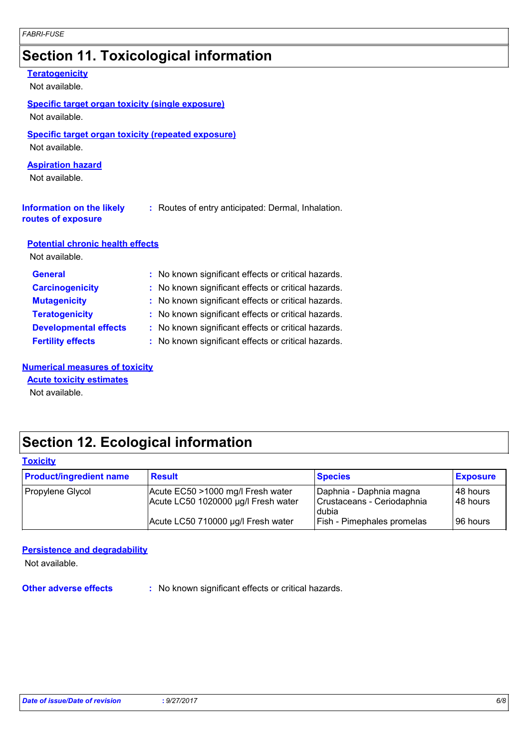## Section 11. Toxicological information

**Teratogenicity**

Not available.

**Specific target organ toxicity (single exposure)**

Not available.

**Specific target organ toxicity (repeated exposure)**

Not available.

**Aspiration hazard**

Not available.

**Information on the likely routes of exposure** : Routes of entry anticipated: Dermal, Inhalation.

**Potential chronic health effects**

Not available.

**General** : No known significant effects or critical hazards.
**Carcinogenicity** : No known significant effects or critical hazards.
**Mutagenicity** : No known significant effects or critical hazards.
**Teratogenicity** : No known significant effects or critical hazards.
**Developmental effects** : No known significant effects or critical hazards.
**Fertility effects** : No known significant effects or critical hazards.

**Numerical measures of toxicity**

**Acute toxicity estimates**

Not available.

## Section 12. Ecological information

**Toxicity**

| Product/ingredient name | Result | Species | Exposure |
|---|---|---|---|
| Propylene Glycol | Acute EC50 >1000 mg/l Fresh water | Daphnia - Daphnia magna | 48 hours |
| | Acute LC50 1020000 µg/l Fresh water | Crustaceans - Ceriodaphnia dubia | 48 hours |
| | Acute LC50 710000 µg/l Fresh water | Fish - Pimephales promelas | 96 hours |

**Persistence and degradability**

Not available.

**Other adverse effects** : No known significant effects or critical hazards.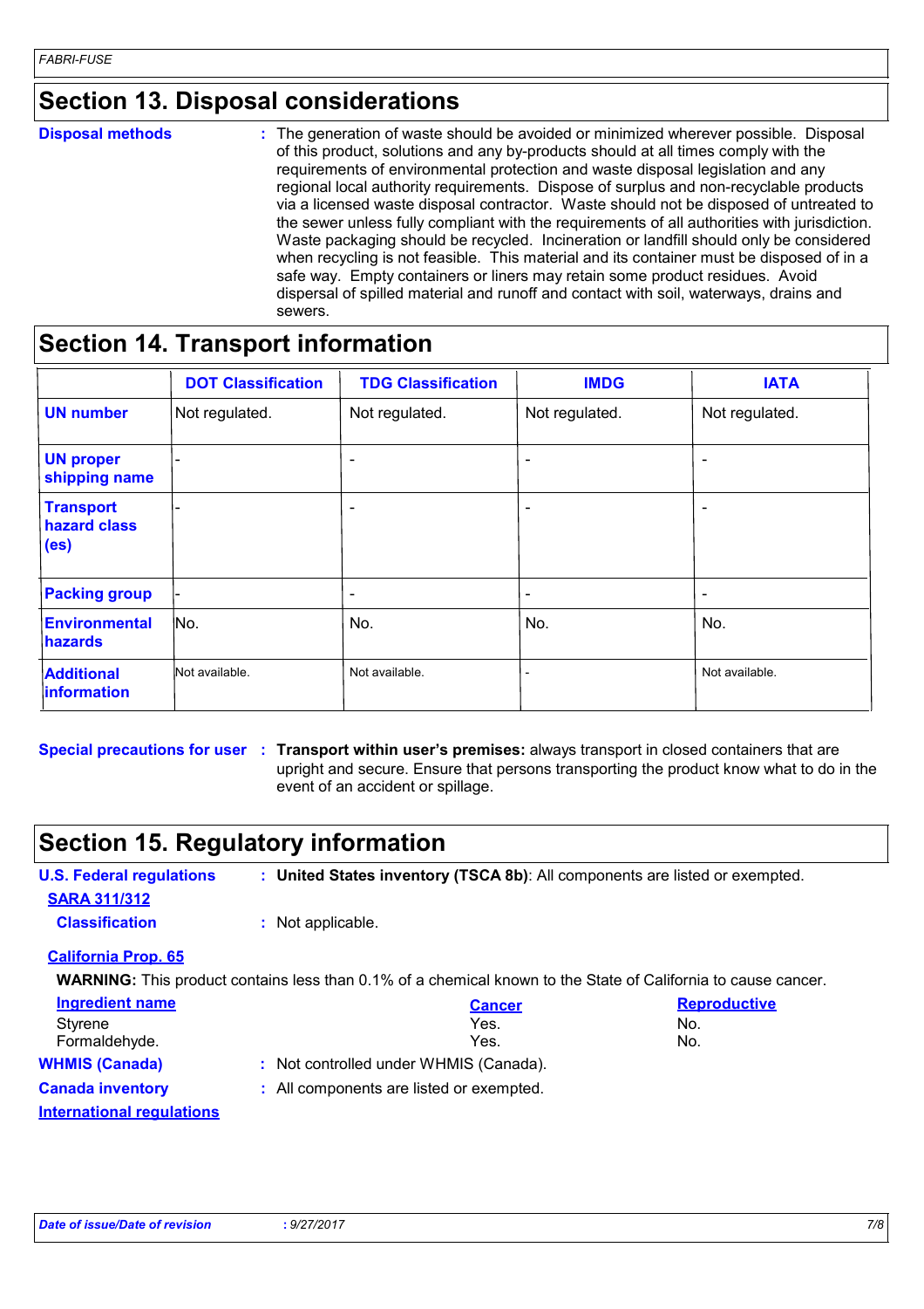## Section 13. Disposal considerations

**Disposal methods** : The generation of waste should be avoided or minimized wherever possible. Disposal of this product, solutions and any by-products should at all times comply with the requirements of environmental protection and waste disposal legislation and any regional local authority requirements. Dispose of surplus and non-recyclable products via a licensed waste disposal contractor. Waste should not be disposed of untreated to the sewer unless fully compliant with the requirements of all authorities with jurisdiction. Waste packaging should be recycled. Incineration or landfill should only be considered when recycling is not feasible. This material and its container must be disposed of in a safe way. Empty containers or liners may retain some product residues. Avoid dispersal of spilled material and runoff and contact with soil, waterways, drains and sewers.

## Section 14. Transport information

| | DOT Classification | TDG Classification | IMDG | IATA |
|---|---|---|---|---|
| **UN number** | Not regulated. | Not regulated. | Not regulated. | Not regulated. |
| **UN proper shipping name** | - | - | - | - |
| **Transport hazard class (es)** | - | - | - | - |
| **Packing group** | - | - | - | - |
| **Environmental hazards** | No. | No. | No. | No. |
| **Additional information** | Not available. | Not available. | - | Not available. |

**Special precautions for user** : **Transport within user's premises:** always transport in closed containers that are upright and secure. Ensure that persons transporting the product know what to do in the event of an accident or spillage.

## Section 15. Regulatory information

**U.S. Federal regulations** : **United States inventory (TSCA 8b)**: All components are listed or exempted.

**SARA 311/312**

**Classification** : Not applicable.

**California Prop. 65**

**WARNING:** This product contains less than 0.1% of a chemical known to the State of California to cause cancer.

| Ingredient name | Cancer | Reproductive |
|---|---|---|
| Styrene | Yes. | No. |
| Formaldehyde. | Yes. | No. |

**WHMIS (Canada)** : Not controlled under WHMIS (Canada).

**Canada inventory** : All components are listed or exempted.

**International regulations**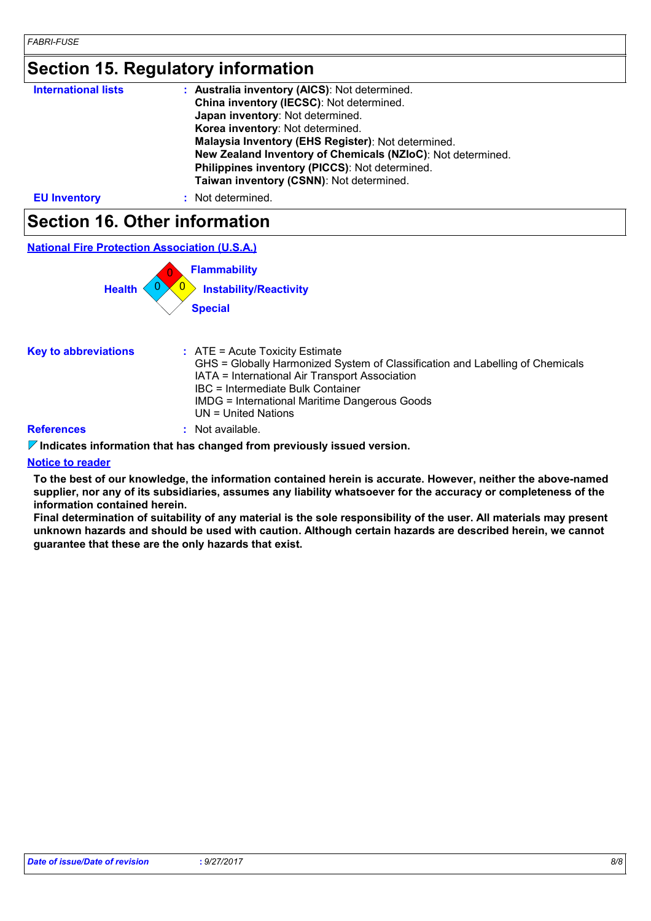## Section 15. Regulatory information

**International lists** : **Australia inventory (AICS)**: Not determined.
**China inventory (IECSC)**: Not determined.
**Japan inventory**: Not determined.
**Korea inventory**: Not determined.
**Malaysia Inventory (EHS Register)**: Not determined.
**New Zealand Inventory of Chemicals (NZIoC)**: Not determined.
**Philippines inventory (PICCS)**: Not determined.
**Taiwan inventory (CSNN)**: Not determined.

**EU Inventory** : Not determined.

## Section 16. Other information

**National Fire Protection Association (U.S.A.)**

Flammability 0
Health 0
Instability/Reactivity 0
Special

**Key to abbreviations** : ATE = Acute Toxicity Estimate
GHS = Globally Harmonized System of Classification and Labelling of Chemicals
IATA = International Air Transport Association
IBC = Intermediate Bulk Container
IMDG = International Maritime Dangerous Goods
UN = United Nations

**References** : Not available.

**Indicates information that has changed from previously issued version.**

**Notice to reader**

**To the best of our knowledge, the information contained herein is accurate. However, neither the above-named supplier, nor any of its subsidiaries, assumes any liability whatsoever for the accuracy or completeness of the information contained herein.**
**Final determination of suitability of any material is the sole responsibility of the user. All materials may present unknown hazards and should be used with caution. Although certain hazards are described herein, we cannot guarantee that these are the only hazards that exist.**